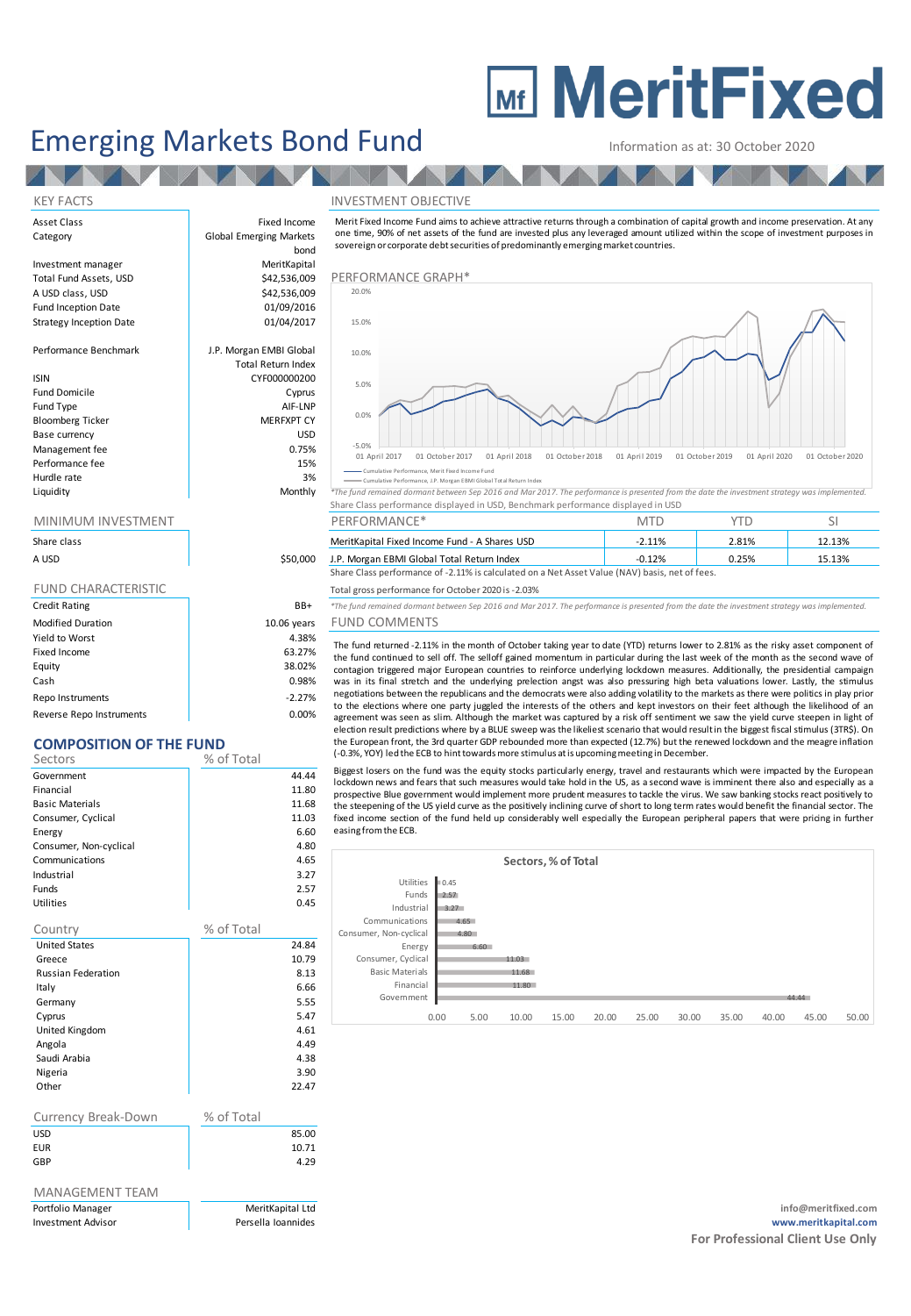# MeritFixed

# Emerging Markets Bond Fund

Information as at: 30 October 2020

## KEY FACTS

| | |
|---|---|
| Asset Class | Fixed Income |
| Category | Global Emerging Markets bond |
| Investment manager | MeritKapital |
| Total Fund Assets, USD | $42,536,009 |
| A USD class, USD | $42,536,009 |
| Fund Inception Date | 01/09/2016 |
| Strategy Inception Date | 01/04/2017 |
| Performance Benchmark | J.P. Morgan EMBI Global Total Return Index |
| ISIN | CYF000000200 |
| Fund Domicile | Cyprus |
| Fund Type | AIF-LNP |
| Bloomberg Ticker | MERFXPT CY |
| Base currency | USD |
| Management fee | 0.75% |
| Performance fee | 15% |
| Hurdle rate | 3% |
| Liquidity | Monthly |

## MINIMUM INVESTMENT

| Share class | |
|---|---|
| A USD | $50,000 |

## FUND CHARACTERISTIC

| | |
|---|---|
| Credit Rating | BB+ |
| Modified Duration | 10.06 years |
| Yield to Worst | 4.38% |
| Fixed Income | 63.27% |
| Equity | 38.02% |
| Cash | 0.98% |
| Repo Instruments | -2.27% |
| Reverse Repo Instruments | 0.00% |

## COMPOSITION OF THE FUND

| Sectors | % of Total |
|---|---|
| Government | 44.44 |
| Financial | 11.80 |
| Basic Materials | 11.68 |
| Consumer, Cyclical | 11.03 |
| Energy | 6.60 |
| Consumer, Non-cyclical | 4.80 |
| Communications | 4.65 |
| Industrial | 3.27 |
| Funds | 2.57 |
| Utilities | 0.45 |

| Country | % of Total |
|---|---|
| United States | 24.84 |
| Greece | 10.79 |
| Russian Federation | 8.13 |
| Italy | 6.66 |
| Germany | 5.55 |
| Cyprus | 5.47 |
| United Kingdom | 4.61 |
| Angola | 4.49 |
| Saudi Arabia | 4.38 |
| Nigeria | 3.90 |
| Other | 22.47 |

| Currency Break-Down | % of Total |
|---|---|
| USD | 85.00 |
| EUR | 10.71 |
| GBP | 4.29 |

## MANAGEMENT TEAM

| | |
|---|---|
| Portfolio Manager | MeritKapital Ltd |
| Investment Advisor | Persella Ioannides |

## INVESTMENT OBJECTIVE

Merit Fixed Income Fund aims to achieve attractive returns through a combination of capital growth and income preservation. At any one time, 90% of net assets of the fund are invested plus any leveraged amount utilized within the scope of investment purposes in sovereign or corporate debt securities of predominantly emerging market countries.

## PERFORMANCE GRAPH*

Legend: Cumulative Performance, Merit Fixed Income Fund; Cumulative Performance, J.P. Morgan EMBI Global Total Return Index

*The fund remained dormant between Sep 2016 and Mar 2017. The performance is presented from the date the investment strategy was implemented.

Share Class performance displayed in USD, Benchmark performance displayed in USD

| PERFORMANCE* | MTD | YTD | SI |
|---|---|---|---|
| MeritKapital Fixed Income Fund - A Shares USD | -2.11% | 2.81% | 12.13% |
| J.P. Morgan EMBI Global Total Return Index | -0.12% | 0.25% | 15.13% |

Share Class performance of -2.11% is calculated on a Net Asset Value (NAV) basis, net of fees.

Total gross performance for October 2020 is -2.03%

*The fund remained dormant between Sep 2016 and Mar 2017. The performance is presented from the date the investment strategy was implemented.

## FUND COMMENTS

The fund returned -2.11% in the month of October taking year to date (YTD) returns lower to 2.81% as the risky asset component of the fund continued to sell off. The selloff gained momentum in particular during the last week of the month as the second wave of contagion triggered major European countries to reinforce underlying lockdown measures. Additionally, the presidential campaign was in its final stretch and the underlying prelection angst was also pressuring high beta valuations lower. Lastly, the stimulus negotiations between the republicans and the democrats were also adding volatility to the markets as there were politics in play prior to the elections where one party juggled the interests of the others and kept investors on their feet although the likelihood of an agreement was seen as slim. Although the market was captured by a risk off sentiment we saw the yield curve steepen in light of election result predictions where by a BLUE sweep was the likeliest scenario that would result in the biggest fiscal stimulus (3TR$). On the European front, the 3rd quarter GDP rebounded more than expected (12.7%) but the renewed lockdown and the meagre inflation (-0.3%, YOY) led the ECB to hint towards more stimulus at is upcoming meeting in December.

Biggest losers on the fund was the equity stocks particularly energy, travel and restaurants which were impacted by the European lockdown news and fears that such measures would take hold in the US, as a second wave is imminent there also and especially as a prospective Blue government would implement more prudent measures to tackle the virus. We saw banking stocks react positively to the steepening of the US yield curve as the positively inclining curve of short to long term rates would benefit the financial sector. The fixed income section of the fund held up considerably well especially the European peripheral papers that were pricing in further easing from the ECB.

**Sectors, % of Total**

| Sector | % |
|---|---|
| Utilities | 0.45 |
| Funds | 2.57 |
| Industrial | 3.27 |
| Communications | 4.65 |
| Consumer, Non-cyclical | 4.80 |
| Energy | 6.60 |
| Consumer, Cyclical | 11.03 |
| Basic Materials | 11.68 |
| Financial | 11.80 |
| Government | 44.44 |

info@meritfixed.com
www.meritkapital.com
**For Professional Client Use Only**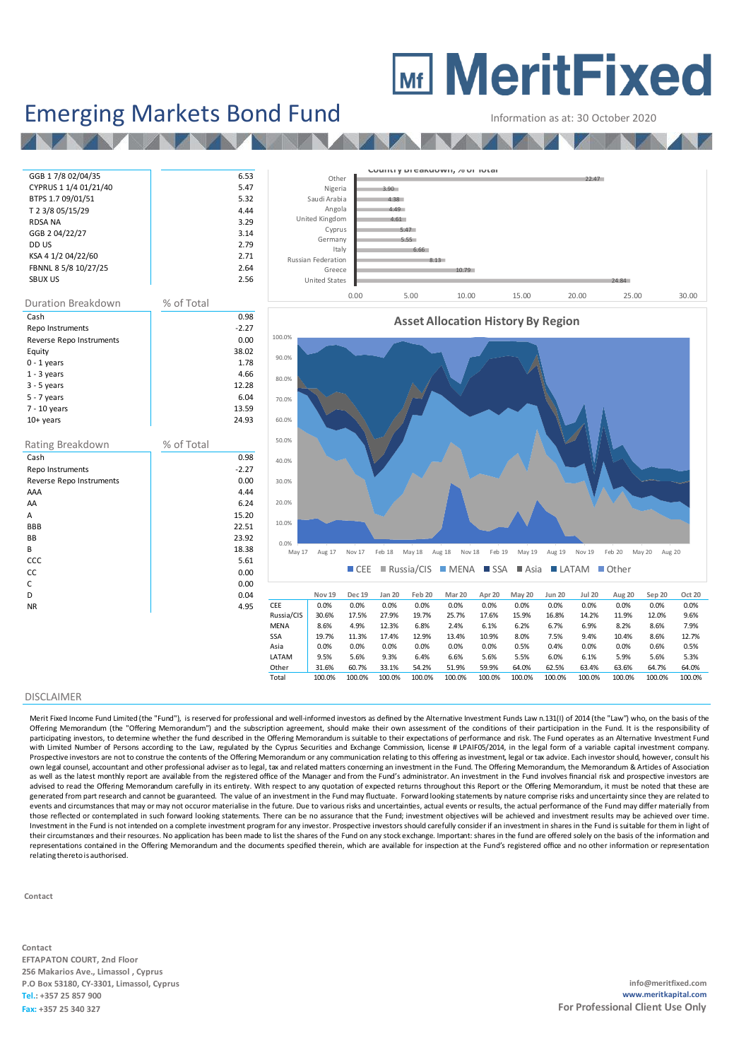# MeritFixed

## Emerging Markets Bond Fund

Information as at: 30 October 2020

| | |
|---|---|
| GGB 1 7/8 02/04/35 | 6.53 |
| CYPRUS 1 1/4 01/21/40 | 5.47 |
| BTPS 1.7 09/01/51 | 5.32 |
| T 2 3/8 05/15/29 | 4.44 |
| RDSA NA | 3.29 |
| GGB 2 04/22/27 | 3.14 |
| DD US | 2.79 |
| KSA 4 1/2 04/22/60 | 2.71 |
| FBNNL 8 5/8 10/27/25 | 2.64 |
| SBUX US | 2.56 |

| Duration Breakdown | % of Total |
|---|---|
| Cash | 0.98 |
| Repo Instruments | -2.27 |
| Reverse Repo Instruments | 0.00 |
| Equity | 38.02 |
| 0 - 1 years | 1.78 |
| 1 - 3 years | 4.66 |
| 3 - 5 years | 12.28 |
| 5 - 7 years | 6.04 |
| 7 - 10 years | 13.59 |
| 10+ years | 24.93 |

| Rating Breakdown | % of Total |
|---|---|
| Cash | 0.98 |
| Repo Instruments | -2.27 |
| Reverse Repo Instruments | 0.00 |
| AAA | 4.44 |
| AA | 6.24 |
| A | 15.20 |
| BBB | 22.51 |
| BB | 23.92 |
| B | 18.38 |
| CCC | 5.61 |
| CC | 0.00 |
| C | 0.00 |
| D | 0.04 |
| NR | 4.95 |

Country Breakdown, % of Total

Other 22.47
Nigeria 3.90
Saudi Arabia 4.38
Angola 4.49
United Kingdom 4.61
Cyprus 5.47
Germany 5.55
Italy 6.66
Russian Federation 8.13
Greece 10.79
United States 24.84

0.00 5.00 10.00 15.00 20.00 25.00 30.00

**Asset Allocation History By Region**

100.0% 90.0% 80.0% 70.0% 60.0% 50.0% 40.0% 30.0% 20.0% 10.0% 0.0%

May 17 Aug 17 Nov 17 Feb 18 May 18 Aug 18 Nov 18 Feb 19 May 19 Aug 19 Nov 19 Feb 20 May 20 Aug 20

CEE Russia/CIS MENA SSA Asia LATAM Other

| | Nov 19 | Dec 19 | Jan 20 | Feb 20 | Mar 20 | Apr 20 | May 20 | Jun 20 | Jul 20 | Aug 20 | Sep 20 | Oct 20 |
|---|---|---|---|---|---|---|---|---|---|---|---|---|
| CEE | 0.0% | 0.0% | 0.0% | 0.0% | 0.0% | 0.0% | 0.0% | 0.0% | 0.0% | 0.0% | 0.0% | 0.0% |
| Russia/CIS | 30.6% | 17.5% | 27.9% | 19.7% | 25.7% | 17.6% | 15.9% | 16.8% | 14.2% | 11.9% | 12.0% | 9.6% |
| MENA | 8.6% | 4.9% | 12.3% | 6.8% | 2.4% | 6.1% | 6.2% | 6.7% | 6.9% | 8.2% | 8.6% | 7.9% |
| SSA | 19.7% | 11.3% | 17.4% | 12.9% | 13.4% | 10.9% | 8.0% | 7.5% | 9.4% | 10.4% | 8.6% | 12.7% |
| Asia | 0.0% | 0.0% | 0.0% | 0.0% | 0.0% | 0.0% | 0.5% | 0.4% | 0.0% | 0.0% | 0.6% | 0.5% |
| LATAM | 9.5% | 5.6% | 9.3% | 6.4% | 6.6% | 5.6% | 5.5% | 6.0% | 6.1% | 5.9% | 5.6% | 5.3% |
| Other | 31.6% | 60.7% | 33.1% | 54.2% | 51.9% | 59.9% | 64.0% | 62.5% | 63.4% | 63.6% | 64.7% | 64.0% |
| Total | 100.0% | 100.0% | 100.0% | 100.0% | 100.0% | 100.0% | 100.0% | 100.0% | 100.0% | 100.0% | 100.0% | 100.0% |

## DISCLAIMER

Merit Fixed Income Fund Limited (the "Fund"), is reserved for professional and well-informed investors as defined by the Alternative Investment Funds Law n.131(I) of 2014 (the "Law") who, on the basis of the Offering Memorandum (the "Offering Memorandum") and the subscription agreement, should make their own assessment of the conditions of their participation in the Fund. It is the responsibility of participating investors, to determine whether the fund described in the Offering Memorandum is suitable to their expectations of performance and risk. The Fund operates as an Alternative Investment Fund with Limited Number of Persons according to the Law, regulated by the Cyprus Securities and Exchange Commission, license # LPAIF05/2014, in the legal form of a variable capital investment company. Prospective investors are not to construe the contents of the Offering Memorandum or any communication relating to this offering as investment, legal or tax advice. Each investor should, however, consult his own legal counsel, accountant and other professional adviser as to legal, tax and related matters concerning an investment in the Fund. The Offering Memorandum, the Memorandum & Articles of Association as well as the latest monthly report are available from the registered office of the Manager and from the Fund's administrator. An investment in the Fund involves financial risk and prospective investors are advised to read the Offering Memorandum carefully in its entirety. With respect to any quotation of expected returns throughout this Report or the Offering Memorandum, it must be noted that these are generated from part research and cannot be guaranteed. The value of an investment in the Fund may fluctuate. Forward looking statements by nature comprise risks and uncertainty since they are related to events and circumstances that may or may not occurr materialise in the future. Due to various risks and uncertainties, actual events or results, the actual performance of the Fund may differ materially from those reflected or contemplated in such forward looking statements. There can be no assurance that the Fund; investment objectives will be achieved and investment results may be achieved over time. Investment in the Fund is not intended on a complete investment program for any investor. Prospective investors should carefully consider if an investment in shares in the Fund is suitable for them in light of their circumstances and their resources. No application has been made to list the shares of the Fund on any stock exchange. Important: shares in the fund are offered solely on the basis of the information and representations contained in the Offering Memorandum and the documents specified therein, which are available for inspection at the Fund's registered office and no other information or representation relating thereto is authorised.

**Contact**

**Contact**
**EFTAPATON COURT, 2nd Floor**
**256 Makarios Ave., Limassol , Cyprus**
**P.O Box 53180, CY-3301, Limassol, Cyprus**
**Tel.: +357 25 857 900**
**Fax: +357 25 340 327**

**info@meritfixed.com**
**www.meritkapital.com**
**For Professional Client Use Only**